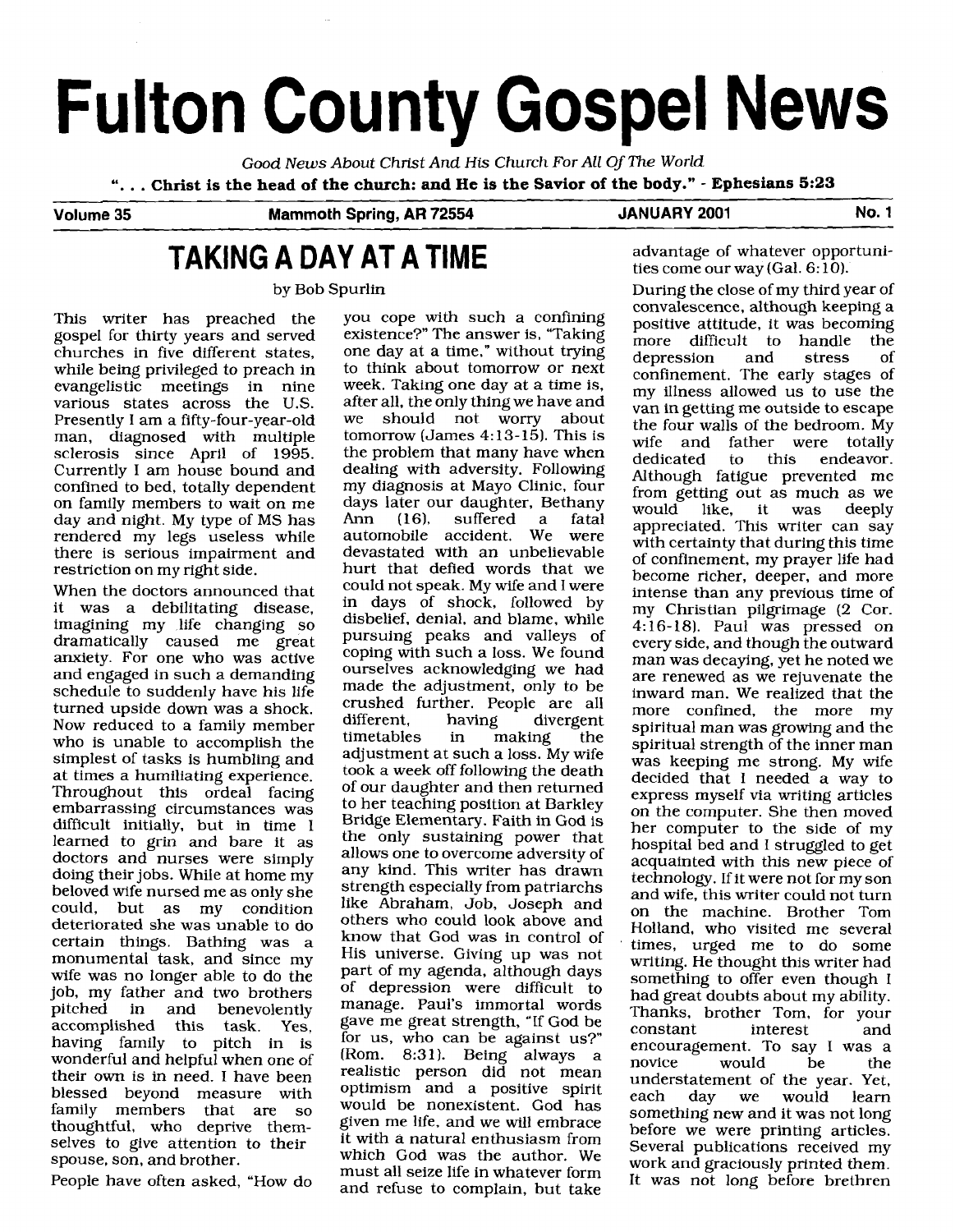# Fulton County Gospel News

*Good News About Christ And His Church For All Of The World*

**". . . Christ is the head of the church: and He is the Savior of the body." - Ephesians 5:23**

**Volume 35 — Mammoth Spring, AR 72554 — JANUARY 2001 — No. 1**

## TAKING A DAY AT A TIME

by Bob Spurlin

This writer has preached the gospel for thirty years and served churches in five different states, while being privileged to preach in evangelistic meetings in nine various states across the U.S. Presently I am a fifty-four-year-old man, diagnosed with multiple sclerosis since April of 1995. Currently I am house bound and confined to bed, totally dependent on family members to wait on me day and night. My type of MS has rendered my legs useless while there is serious impairment and restriction on my right side.

When the doctors announced that it was a debilitating disease, imagining my life changing so dramatically caused me great anxiety. For one who was active and engaged in such a demanding schedule to suddenly have his life turned upside down was a shock. Now reduced to a family member who is unable to accomplish the simplest of tasks is humbling and at times a humiliating experience. Throughout this ordeal facing embarrassing circumstances was difficult initially, but in time I learned to grin and bare it as doctors and nurses were simply doing their jobs. While at home my beloved wife nursed me as only she could, but as my condition deteriorated she was unable to do certain things. Bathing was a monumental task, and since my wife was no longer able to do the job, my father and two brothers pitched in and benevolently accomplished this task. Yes, having family to pitch in is wonderful and helpful when one of their own is in need. I have been blessed beyond measure with family members that are so thoughtful, who deprive themselves to give attention to their spouse, son, and brother.

People have often asked, "How do you cope with such a confining existence?" The answer is, "Taking one day at a time," without trying to think about tomorrow or next week. Taking one day at a time is, after all, the only thing we have and we should not worry about tomorrow (James 4:13-15). This is the problem that many have when dealing with adversity. Following my diagnosis at Mayo Clinic, four days later our daughter, Bethany Ann (16), suffered a fatal automobile accident. We were devastated with an unbelievable hurt that defied words that we could not speak. My wife and I were in days of shock, followed by disbelief, denial, and blame, while pursuing peaks and valleys of coping with such a loss. We found ourselves acknowledging we had made the adjustment, only to be crushed further. People are all different, having divergent timetables in making the adjustment at such a loss. My wife took a week off following the death of our daughter and then returned to her teaching position at Barkley Bridge Elementary. Faith in God is the only sustaining power that allows one to overcome adversity of any kind. This writer has drawn strength especially from patriarchs like Abraham, Job, Joseph and others who could look above and know that God was in control of His universe. Giving up was not part of my agenda, although days of depression were difficult to manage. Paul's immortal words gave me great strength, "If God be for us, who can be against us?" (Rom. 8:31). Being always a realistic person did not mean optimism and a positive spirit would be nonexistent. God has given me life, and we will embrace it with a natural enthusiasm from which God was the author. We must all seize life in whatever form and refuse to complain, but take advantage of whatever opportunities come our way (Gal. 6:10).

During the close of my third year of convalescence, although keeping a positive attitude, it was becoming more difficult to handle the depression and stress of confinement. The early stages of my illness allowed us to use the van in getting me outside to escape the four walls of the bedroom. My wife and father were totally dedicated to this endeavor. Although fatigue prevented me from getting out as much as we would like, it was deeply appreciated. This writer can say with certainty that during this time of confinement, my prayer life had become richer, deeper, and more intense than any previous time of my Christian pilgrimage (2 Cor. 4:16-18). Paul was pressed on every side, and though the outward man was decaying, yet he noted we are renewed as we rejuvenate the inward man. We realized that the more confined, the more my spiritual man was growing and the spiritual strength of the inner man was keeping me strong. My wife decided that I needed a way to express myself via writing articles on the computer. She then moved her computer to the side of my hospital bed and I struggled to get acquainted with this new piece of technology. If it were not for my son and wife, this writer could not turn on the machine. Brother Tom Holland, who visited me several times, urged me to do some writing. He thought this writer had something to offer even though I had great doubts about my ability. Thanks, brother Tom, for your constant interest and encouragement. To say I was a novice would be the understatement of the year. Yet, each day we would learn something new and it was not long before we were printing articles. Several publications received my work and graciously printed them. It was not long before brethren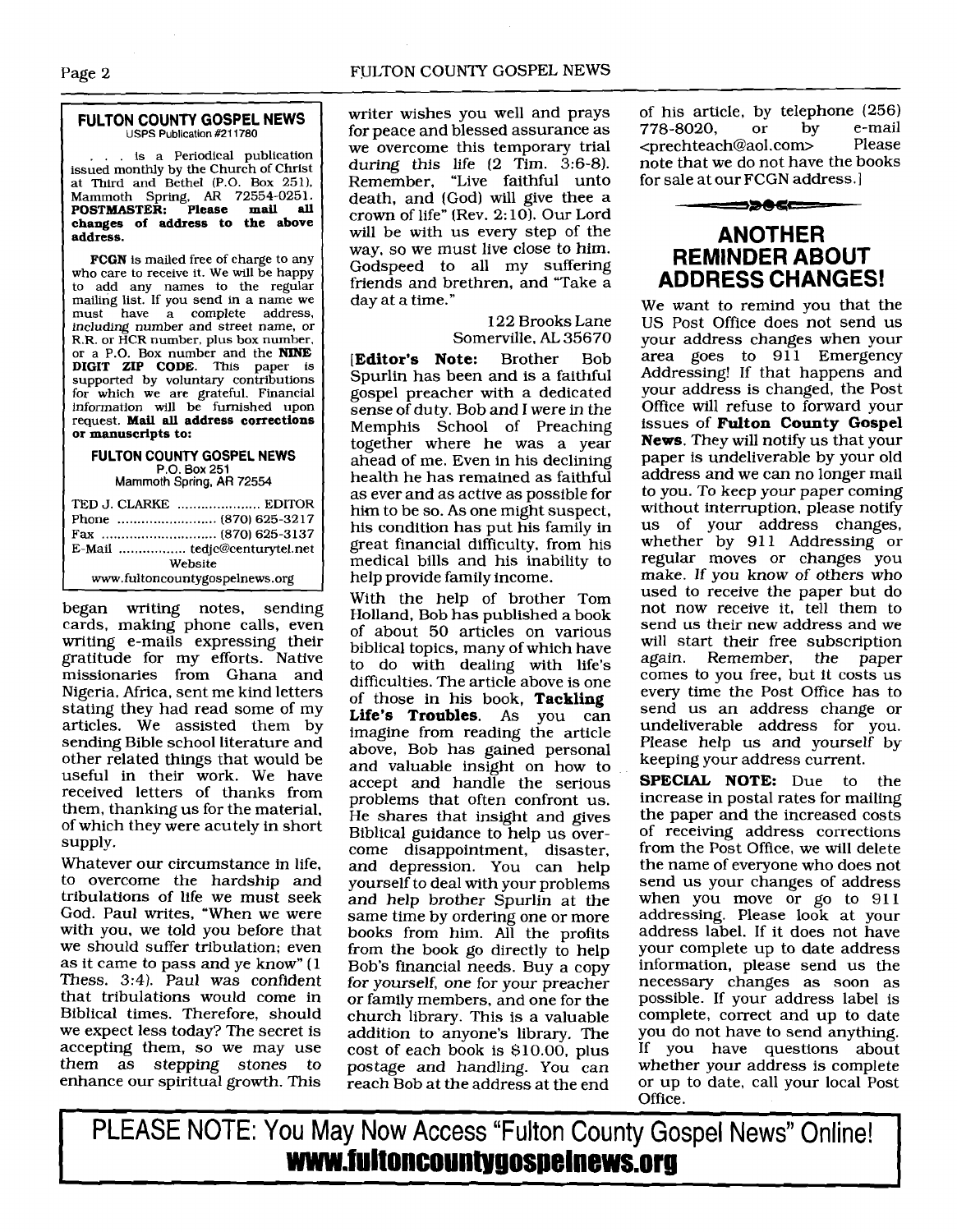**FULTON COUNTY GOSPEL NEWS**
USPS Publication #211780

. . . is a Periodical publication issued monthly by the Church of Christ at Third and Bethel (P.O. Box 251), Mammoth Spring, AR 72554-0251. **POSTMASTER: Please mail all changes of address to the above address.**

**FCGN** is mailed free of charge to any who care to receive it. We will be happy to add any names to the regular mailing list. If you send in a name we must have a complete address, including number and street name, or R.R. or HCR number, plus box number, or a P.O. Box number and the **NINE DIGIT ZIP CODE**. This paper is supported by voluntary contributions for which we are grateful. Financial information will be furnished upon request. **Mail all address corrections or manuscripts to:**

**FULTON COUNTY GOSPEL NEWS**
P.O. Box 251
Mammoth Spring, AR 72554

TED J. CLARKE .................... EDITOR
Phone .......................... (870) 625-3217
Fax .............................. (870) 625-3137
E-Mail ................. tedjc@centurytel.net
Website
www.fultoncountygospelnews.org

began writing notes, sending cards, making phone calls, even writing e-mails expressing their gratitude for my efforts. Native missionaries from Ghana and Nigeria, Africa, sent me kind letters stating they had read some of my articles. We assisted them by sending Bible school literature and other related things that would be useful in their work. We have received letters of thanks from them, thanking us for the material, of which they were acutely in short supply.

Whatever our circumstance in life, to overcome the hardship and tribulations of life we must seek God. Paul writes, "When we were with you, we told you before that we should suffer tribulation; even as it came to pass and ye know" (1 Thess. 3:4). Paul was confident that tribulations would come in Biblical times. Therefore, should we expect less today? The secret is accepting them, so we may use them as *stepping stones* to enhance our spiritual growth. This writer wishes you well and prays for peace and blessed assurance as we overcome this temporary trial during this life (2 Tim. 3:6-8). Remember, "Live faithful unto death, and (God) will give thee a crown of life" (Rev. 2:10). Our Lord will be with us every step of the way, so we must live close to him. Godspeed to all my suffering friends and brethren, and "Take a day at a time."

122 Brooks Lane
Somerville, AL 35670

[**Editor's Note:** Brother Bob Spurlin has been and is a faithful gospel preacher with a dedicated sense of duty. Bob and I were in the Memphis School of Preaching together where he was a year ahead of me. Even in his declining health he has remained as faithful as ever and as active as possible for him to be so. As one might suspect, his condition has put his family in great financial difficulty, from his medical bills and his inability to help provide family income.

With the help of brother Tom Holland, Bob has published a book of about 50 articles on various biblical topics, many of which have to do with dealing with life's difficulties. The article above is one of those in his book, **Tackling Life's Troubles**. As you can imagine from reading the article above, Bob has gained personal and valuable insight on how to accept and handle the serious problems that often confront us. He shares that insight and gives Biblical guidance to help us overcome disappointment, disaster, and depression. You can help yourself to deal with your problems and help brother Spurlin at the same time by ordering one or more books from him. All the profits from the book go directly to help Bob's financial needs. Buy a copy for yourself, one for your preacher or family members, and one for the church library. This is a valuable addition to anyone's library. The cost of each book is $10.00, plus postage and handling. You can reach Bob at the address at the end of his article, by telephone (256) 778-8020, or by e-mail <prechteach@aol.com> Please note that we do not have the books for sale at our FCGN address.]

## ANOTHER REMINDER ABOUT ADDRESS CHANGES!

We want to remind you that the US Post Office does not send us your address changes when your area goes to 911 Emergency Addressing! If that happens and your address is changed, the Post Office will refuse to forward your issues of **Fulton County Gospel News**. They will notify us that your paper is undeliverable by your old address and we can no longer mail to you. To keep your paper coming without interruption, please notify us of your address changes, whether by 911 Addressing or regular moves or changes you make. If you know of others who used to receive the paper but do not now receive it, tell them to send us their new address and we will start their free subscription again. *Remember, the paper comes to you free*, but it costs us every time the Post Office has to send us an address change or undeliverable address for you. Please help us and yourself by keeping your address current.

**SPECIAL NOTE:** Due to the increase in postal rates for mailing the paper and the increased costs of receiving address corrections from the Post Office, we will delete the name of everyone who does not send us your changes of address when you move or go to 911 addressing. Please look at your address label. If it does not have your complete up to date address information, please send us the necessary changes as soon as possible. If your address label is complete, correct and up to date you do not have to send anything. If you have questions about whether your address is complete or up to date, call your local Post Office.

**PLEASE NOTE: You May Now Access "Fulton County Gospel News" Online!**
**www.fultoncountygospelnews.org**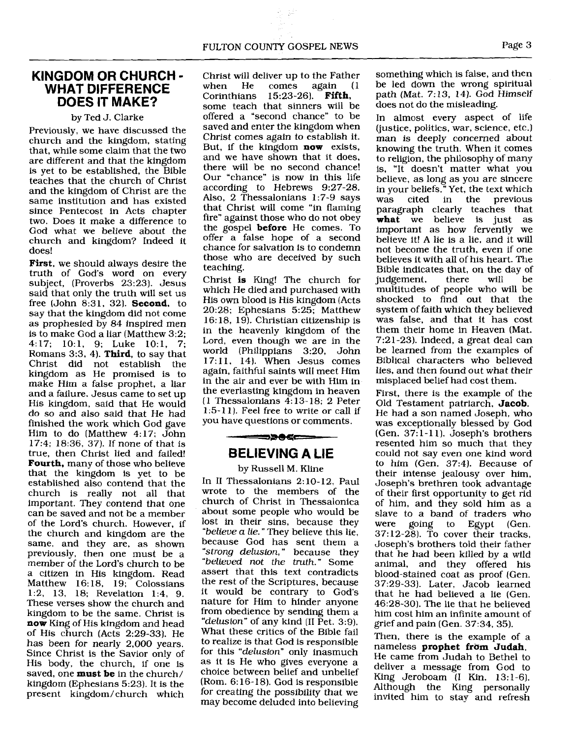## KINGDOM OR CHURCH - WHAT DIFFERENCE DOES IT MAKE?

by Ted J. Clarke

Previously, we have discussed the church and the kingdom, stating that, while some claim that the two are different and that the kingdom is yet to be established, the Bible teaches that the church of Christ and the kingdom of Christ are the same institution and has existed since Pentecost in Acts chapter two. Does it make a difference to God what we believe about the church and kingdom? Indeed it does!

**First**, we should always desire the truth of God's word on every subject, (Proverbs 23:23). Jesus said that only the truth will set us free (John 8:31, 32). **Second**, to say that the kingdom did not come as prophesied by 84 inspired men is to make God a liar (Matthew 3:2; 4:17; 10:1, 9; Luke 10:1, 7; Romans 3:3, 4). **Third**, to say that Christ did not establish the kingdom as He promised is to make Him a false prophet, a liar and a failure. Jesus came to set up His kingdom, said that He would do so and also said that He had finished the work which God gave Him to do (Matthew 4:17; John 17:4; 18:36, 37). If none of that is true, then Christ lied and failed! **Fourth**, many of those who believe that the kingdom is yet to be established also contend that the church is really not all that important. They contend that one can be saved and not be a member of the Lord's church. However, if the church and kingdom are the same, and they are, as shown previously, then one must be a member of the Lord's church to be a citizen in His kingdom. Read Matthew 16:18, 19; Colossians 1:2, 13, 18; Revelation 1:4, 9. These verses show the church and kingdom to be the same. Christ is **now** King of His kingdom and head of His church (Acts 2:29-33). He has been for nearly 2,000 years. Since Christ is the Savior only of His body, the church, if one is saved, one **must be** in the church/kingdom (Ephesians 5:23). It is the present kingdom/church which Christ will deliver up to the Father when He comes again (1 Corinthians 15:23-26). **Fifth**, some teach that sinners will be offered a "second chance" to be saved and enter the kingdom when Christ comes again to establish it. But, if the kingdom **now** exists, and we have shown that it does, there will be no second chance! Our "chance" is now in this life according to Hebrews 9:27-28. Also, 2 Thessalonians 1:7-9 says that Christ will come "in flaming fire" against those who do not obey the gospel **before** He comes. To offer a false hope of a second chance for salvation is to condemn those who are deceived by such teaching.

Christ **is** King! The church for which He died and purchased with His own blood is His kingdom (Acts 20:28; Ephesians 5:25; Matthew 16:18, 19). Christian citizenship is in the heavenly kingdom of the Lord, even though we are in the world (Philippians 3:20, John 17:11, 14). When Jesus comes again, faithful saints will meet Him in the air and ever be with Him in the everlasting kingdom in heaven (1 Thessalonians 4:13-18; 2 Peter 1:5-11). Feel free to write or call if you have questions or comments.

## BELIEVING A LIE

by Russell M. Kline

In II Thessalonians 2:10-12, Paul wrote to the members of the church of Christ in Thessalonica about some people who would be lost in their sins, because they *"believe a lie."* They believe this lie, because God has sent them a *"strong delusion,"* because they *"believed not the truth."* Some assert that this text contradicts the rest of the Scriptures, because it would be contrary to God's nature for Him to hinder anyone from obedience by sending them a *"delusion"* of any kind (II Pet. 3:9). What these critics of the Bible fail to realize is that God is responsible for this *"delusion"* only inasmuch as it is He who gives everyone a choice between belief and unbelief (Rom. 6:16-18). God is responsible for creating the possibility that we may become deluded into believing something which is false, and then be led down the wrong spiritual path (Mat. 7:13, 14). God *Himself* does not do the misleading.

In almost every aspect of life (justice, politics, war, science, etc.) man is deeply concerned about knowing the truth. When it comes to religion, the philosophy of many is, "It doesn't matter what you believe, as long as you are sincere in your beliefs." Yet, the text which was cited in the previous paragraph clearly teaches that **what** we believe is just as important as how fervently we believe it! A lie is a lie, and it will not become the truth, even if one believes it with all of his heart. The Bible indicates that, on the day of judgement, there will be multitudes of people who will be shocked to find out that the system of faith which they believed was false, and that it has cost them their home in Heaven (Mat. 7:21-23). Indeed, a great deal can be learned from the examples of Biblical characters who believed lies, and then found out what their misplaced belief had cost them.

First, there is the example of the Old Testament patriarch, **Jacob**. He had a son named Joseph, who was exceptionally blessed by God (Gen. 37:1-11). Joseph's brothers resented him so much that they could not say even one kind word to him (Gen. 37:4). Because of their intense jealousy over him, Joseph's brethren took advantage of their first opportunity to get rid of him, and they sold him as a slave to a band of traders who were going to Egypt (Gen. 37:12-28). To cover their tracks, Joseph's brothers told their father that he had been killed by a wild animal, and they offered his blood-stained coat as proof (Gen. 37:29-33). Later, Jacob learned that he had believed a lie (Gen. 46:28-30). The lie that he believed him cost him an infinite amount of grief and pain (Gen. 37:34, 35).

Then, there is the example of a nameless **prophet from Judah**. He came from Judah to Bethel to deliver a message from God to King Jeroboam (I Kin. 13:1-6). Although the King personally invited him to stay and refresh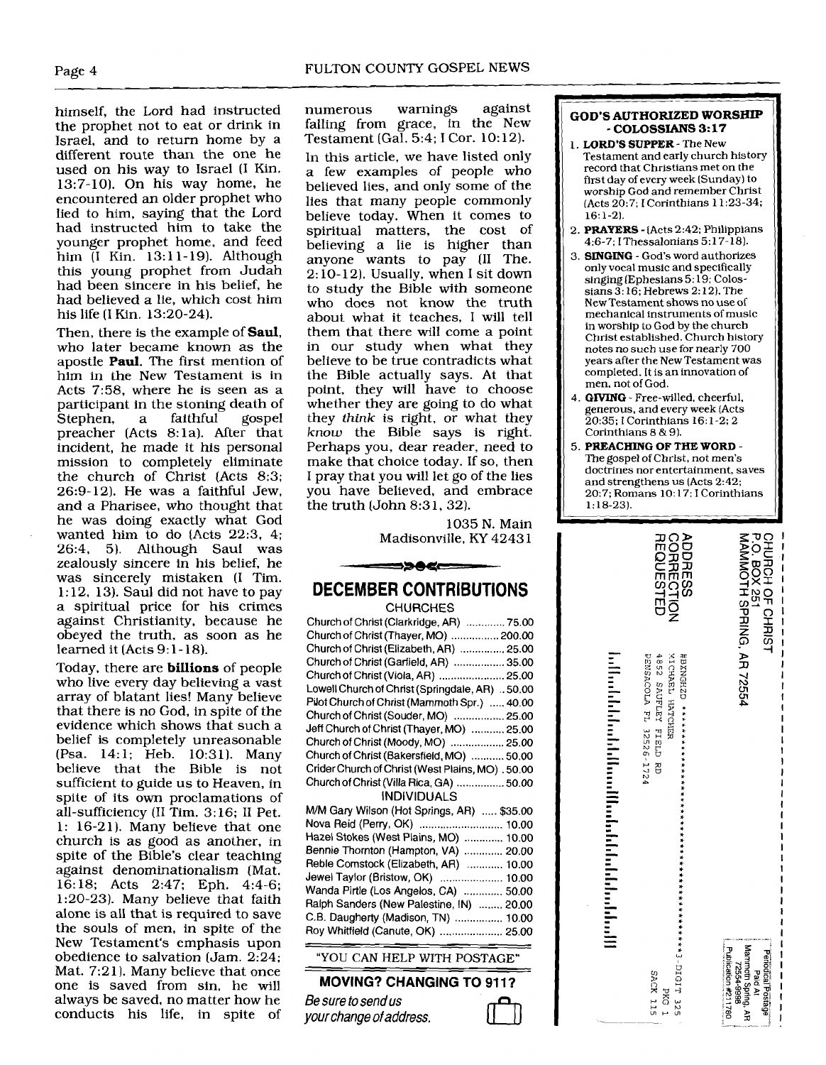himself, the Lord had instructed the prophet not to eat or drink in Israel, and to return home by a different route than the one he used on his way to Israel (I Kin. 13:7-10). On his way home, he encountered an older prophet who lied to him, saying that the Lord had instructed him to take the younger prophet home, and feed him (I Kin. 13:11-19). Although this young prophet from Judah had been sincere in his belief, he had believed a lie, which cost him his life (I Kin. 13:20-24).

Then, there is the example of **Saul**, who later became known as the apostle **Paul**. The first mention of him in the New Testament is in Acts 7:58, where he is seen as a participant in the stoning death of Stephen, a faithful gospel preacher (Acts 8:1a). After that incident, he made it his personal mission to completely eliminate the church of Christ (Acts 8:3; 26:9-12). He was a faithful Jew, and a Pharisee, who thought that he was doing exactly what God wanted him to do (Acts 22:3, 4; 26:4, 5). Although Saul was zealously sincere in his belief, he was sincerely mistaken (I Tim. 1:12, 13). Saul did not have to pay a spiritual price for his crimes against Christianity, because he obeyed the truth, as soon as he learned it (Acts 9:1-18).

Today, there are **billions** of people who live every day believing a vast array of blatant lies! Many believe that there is no God, in spite of the evidence which shows that such a belief is completely unreasonable (Psa. 14:1; Heb. 10:31). Many believe that the Bible is not sufficient to guide us to Heaven, in spite of its own proclamations of all-sufficiency (II Tim. 3:16; II Pet. 1: 16-21). Many believe that one church is as good as another, in spite of the Bible's clear teaching against denominationalism (Mat. 16:18; Acts 2:47; Eph. 4:4-6; 1:20-23). Many believe that faith alone is all that is required to save the souls of men, in spite of the New Testament's emphasis upon obedience to salvation (Jam. 2:24; Mat. 7:21). Many believe that once one is saved from sin, he will always be saved, no matter how he conducts his life, in spite of numerous warnings against falling from grace, in the New Testament (Gal. 5:4; I Cor. 10:12).

In this article, we have listed only a few examples of people who believed lies, and only some of the lies that many people commonly believe today. When it comes to spiritual matters, the cost of believing a lie is higher than anyone wants to pay (II The. 2:10-12). Usually, when I sit down to study the Bible with someone who does not know the truth about what it teaches, I will tell them that there will come a point in our study when what they believe to be true contradicts what the Bible actually says. At that point, they will have to choose whether they are going to do what they *think* is right, or what they *know* the Bible says is right. Perhaps you, dear reader, need to make that choice today. If so, then I pray that you will let go of the lies you have believed, and embrace the truth (John 8:31, 32).

1035 N. Main
Madisonville, KY 42431

## DECEMBER CONTRIBUTIONS

CHURCHES

| | |
|---|---|
| Church of Christ (Clarkridge, AR) | 75.00 |
| Church of Christ (Thayer, MO) | 200.00 |
| Church of Christ (Elizabeth, AR) | 25.00 |
| Church of Christ (Garfield, AR) | 35.00 |
| Church of Christ (Viola, AR) | 25.00 |
| Lowell Church of Christ (Springdale, AR) | 50.00 |
| Pilot Church of Christ (Mammoth Spr.) | 40.00 |
| Church of Christ (Souder, MO) | 25.00 |
| Jeff Church of Christ (Thayer, MO) | 25.00 |
| Church of Christ (Moody, MO) | 25.00 |
| Church of Christ (Bakersfield, MO) | 50.00 |
| Crider Church of Christ (West Plains, MO) | 50.00 |
| Church of Christ (Villa Rica, GA) | 50.00 |

INDIVIDUALS

| | |
|---|---|
| M/M Gary Wilson (Hot Springs, AR) | $35.00 |
| Nova Reid (Perry, OK) | 10.00 |
| Hazel Stokes (West Plains, MO) | 10.00 |
| Bennie Thornton (Hampton, VA) | 20.00 |
| Reble Comstock (Elizabeth, AR) | 10.00 |
| Jewel Taylor (Bristow, OK) | 10.00 |
| Wanda Pirtle (Los Angeles, CA) | 50.00 |
| Ralph Sanders (New Palestine, IN) | 20.00 |
| C.B. Daugherty (Madison, TN) | 10.00 |
| Roy Whitfield (Canute, OK) | 25.00 |

"YOU CAN HELP WITH POSTAGE"

**MOVING? CHANGING TO 911?**

*Be sure to send us your change of address.*

### GOD'S AUTHORIZED WORSHIP - COLOSSIANS 3:17

1. **LORD'S SUPPER** - The New Testament and early church history record that Christians met on the first day of every week (Sunday) to worship God and remember Christ (Acts 20:7; I Corinthians 11:23-34; 16:1-2).
2. **PRAYERS** - (Acts 2:42; Philippians 4:6-7; I Thessalonians 5:17-18).
3. **SINGING** - God's word authorizes only vocal music and specifically singing (Ephesians 5:19; Colossians 3:16; Hebrews 2:12). The New Testament shows no use of mechanical instruments of music in worship to God by the church Christ established. Church history notes no such use for nearly 700 years after the New Testament was completed. It is an innovation of men, not of God.
4. **GIVING** - Free-willed, cheerful, generous, and every week (Acts 20:35; I Corinthians 16:1-2; 2 Corinthians 8 & 9).
5. **PREACHING OF THE WORD** - The gospel of Christ, not men's doctrines nor entertainment, saves and strengthens us (Acts 2:42; 20:7; Romans 10:17; I Corinthians 1:18-23).

CHURCH OF CHRIST
P.O. BOX 251
MAMMOTH SPRING, AR 72554

ADDRESS CORRECTION REQUESTED

Periodical Postage Paid At Mammoth Spring, AR 72554-9998 Publication #211780

#BXNGHZD ************************3-DIGIT 325
MICHAEL HATCHER
4852 SAUFLEY FIELD RD
PENSACOLA FL 32526-1724
PKG 1
SACK 115